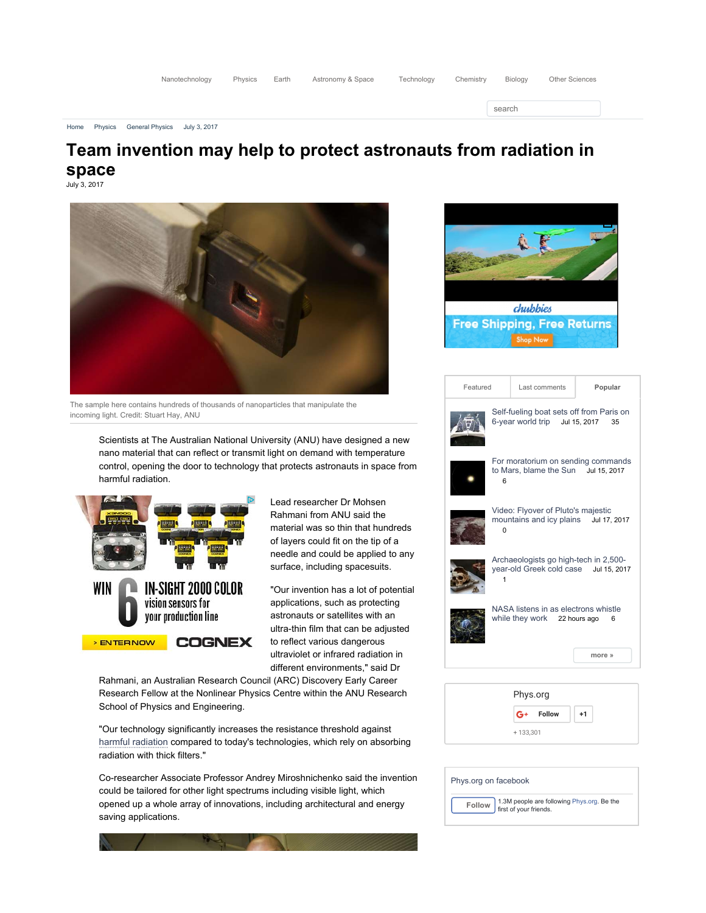Home   Physics   General Physics   July 3, 2017

# Team invention may help to protect astronauts from radiation in space

July 3, 2017

The sample here contains hundreds of thousands of nanoparticles that manipulate the incoming light. Credit: Stuart Hay, ANU

Scientists at The Australian National University (ANU) have designed a new nano material that can reflect or transmit light on demand with temperature control, opening the door to technology that protects astronauts in space from harmful radiation.

Lead researcher Dr Mohsen Rahmani from ANU said the material was so thin that hundreds of layers could fit on the tip of a needle and could be applied to any surface, including spacesuits.

"Our invention has a lot of potential applications, such as protecting astronauts or satellites with an ultra-thin film that can be adjusted to reflect various dangerous ultraviolet or infrared radiation in different environments," said Dr Rahmani, an Australian Research Council (ARC) Discovery Early Career Research Fellow at the Nonlinear Physics Centre within the ANU Research School of Physics and Engineering.

"Our technology significantly increases the resistance threshold against harmful radiation compared to today's technologies, which rely on absorbing radiation with thick filters."

Co-researcher Associate Professor Andrey Miroshnichenko said the invention could be tailored for other light spectrums including visible light, which opened up a whole array of innovations, including architectural and energy saving applications.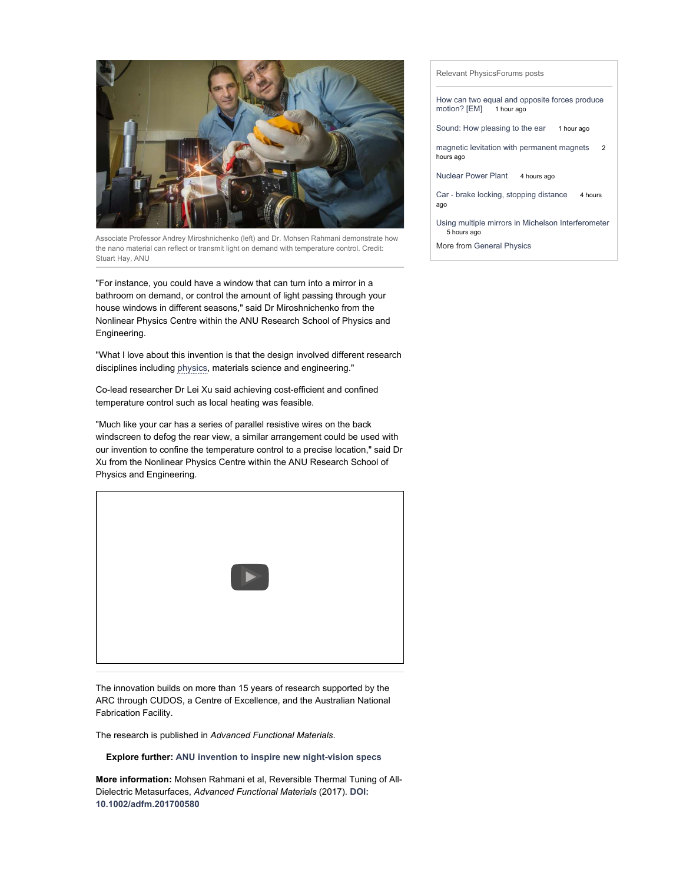Associate Professor Andrey Miroshnichenko (left) and Dr. Mohsen Rahmani demonstrate how the nano material can reflect or transmit light on demand with temperature control. Credit: Stuart Hay, ANU

"For instance, you could have a window that can turn into a mirror in a bathroom on demand, or control the amount of light passing through your house windows in different seasons," said Dr Miroshnichenko from the Nonlinear Physics Centre within the ANU Research School of Physics and Engineering.

"What I love about this invention is that the design involved different research disciplines including physics, materials science and engineering."

Co-lead researcher Dr Lei Xu said achieving cost-efficient and confined temperature control such as local heating was feasible.

"Much like your car has a series of parallel resistive wires on the back windscreen to defog the rear view, a similar arrangement could be used with our invention to confine the temperature control to a precise location," said Dr Xu from the Nonlinear Physics Centre within the ANU Research School of Physics and Engineering.

The innovation builds on more than 15 years of research supported by the ARC through CUDOS, a Centre of Excellence, and the Australian National Fabrication Facility.

The research is published in *Advanced Functional Materials*.

**Explore further: ANU invention to inspire new night-vision specs**

**More information:** Mohsen Rahmani et al, Reversible Thermal Tuning of All-Dielectric Metasurfaces, *Advanced Functional Materials* (2017). **DOI: 10.1002/adfm.201700580**

Relevant PhysicsForums posts

- How can two equal and opposite forces produce motion? [EM] 1 hour ago
- Sound: How pleasing to the ear 1 hour ago
- magnetic levitation with permanent magnets 2 hours ago
- Nuclear Power Plant 4 hours ago
- Car - brake locking, stopping distance 4 hours ago
- Using multiple mirrors in Michelson Interferometer 5 hours ago

More from General Physics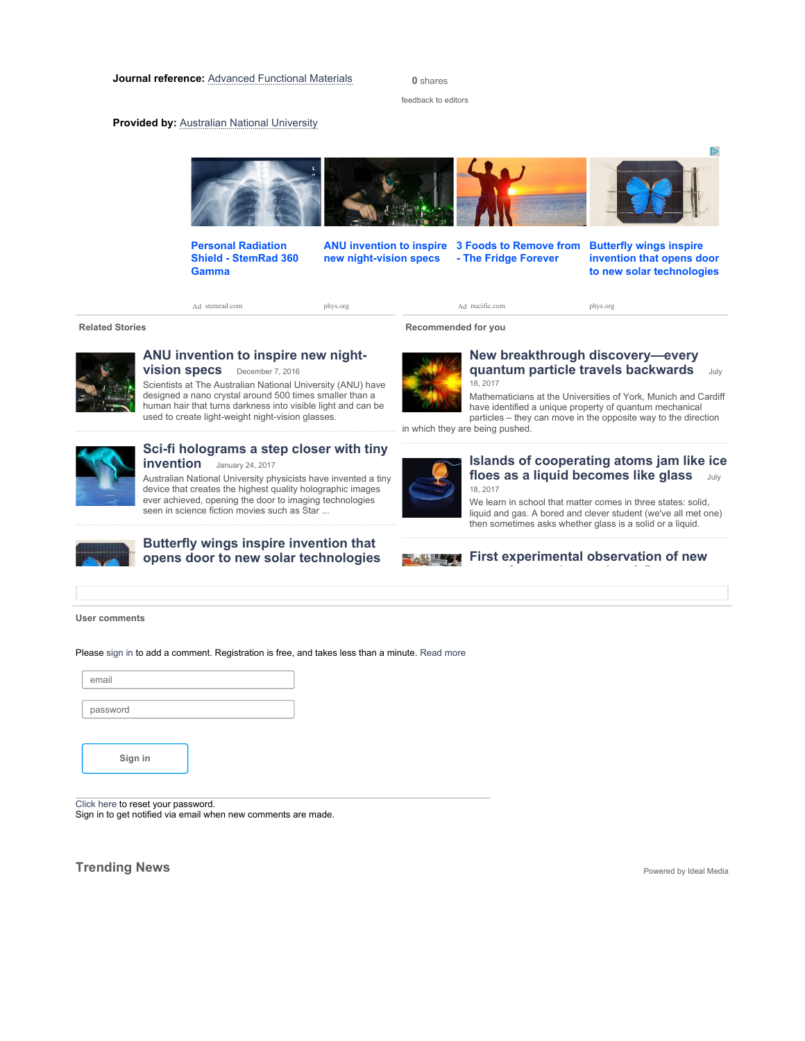**Journal reference:** Advanced Functional Materials

0 shares

feedback to editors

**Provided by:** Australian National University

**Personal Radiation Shield - StemRad 360 Gamma**
Ad stemrad.com

**ANU invention to inspire new night-vision specs**
phys.org

**3 Foods to Remove from - The Fridge Forever**
Ad nucific.com

**Butterfly wings inspire invention that opens door to new solar technologies**
phys.org

## Related Stories

### ANU invention to inspire new night-vision specs

December 7, 2016

Scientists at The Australian National University (ANU) have designed a nano crystal around 500 times smaller than a human hair that turns darkness into visible light and can be used to create light-weight night-vision glasses.

### Sci-fi holograms a step closer with tiny invention

January 24, 2017

Australian National University physicists have invented a tiny device that creates the highest quality holographic images ever achieved, opening the door to imaging technologies seen in science fiction movies such as Star ...

### Butterfly wings inspire invention that opens door to new solar technologies

## Recommended for you

### New breakthrough discovery—every quantum particle travels backwards

July 18, 2017

Mathematicians at the Universities of York, Munich and Cardiff have identified a unique property of quantum mechanical particles – they can move in the opposite way to the direction in which they are being pushed.

### Islands of cooperating atoms jam like ice floes as a liquid becomes like glass

July 18, 2017

We learn in school that matter comes in three states: solid, liquid and gas. A bored and clever student (we've all met one) then sometimes asks whether glass is a solid or a liquid.

### First experimental observation of new

## User comments

Please sign in to add a comment. Registration is free, and takes less than a minute. Read more

email

password

Sign in

Click here to reset your password.
Sign in to get notified via email when new comments are made.

## Trending News

Powered by Ideal Media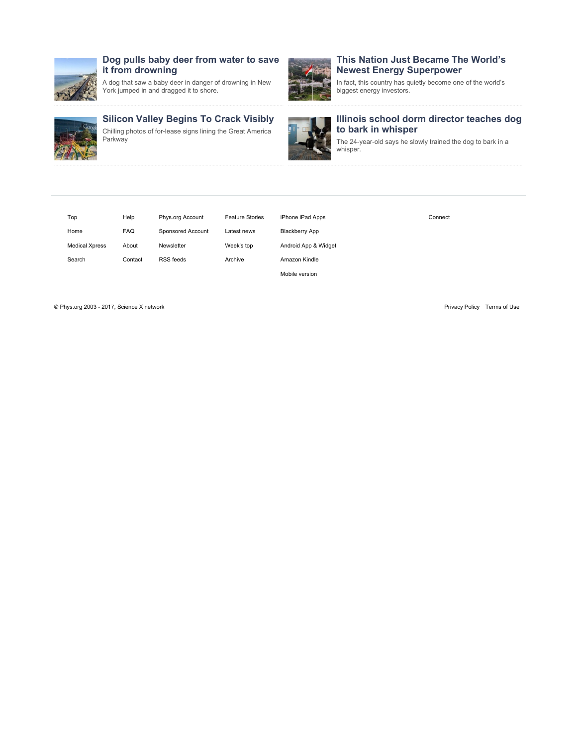### Dog pulls baby deer from water to save it from drowning

A dog that saw a baby deer in danger of drowning in New York jumped in and dragged it to shore.

### This Nation Just Became The World's Newest Energy Superpower

In fact, this country has quietly become one of the world's biggest energy investors.

### Silicon Valley Begins To Crack Visibly

Chilling photos of for-lease signs lining the Great America Parkway

### Illinois school dorm director teaches dog to bark in whisper

The 24-year-old says he slowly trained the dog to bark in a whisper.

---

Top
Home
Medical Xpress
Search

Help
FAQ
About
Contact

Phys.org Account
Sponsored Account
Newsletter
RSS feeds

Feature Stories
Latest news
Week's top
Archive

iPhone iPad Apps
Blackberry App
Android App & Widget
Amazon Kindle
Mobile version

Connect

© Phys.org 2003 - 2017, Science X network

Privacy Policy Terms of Use